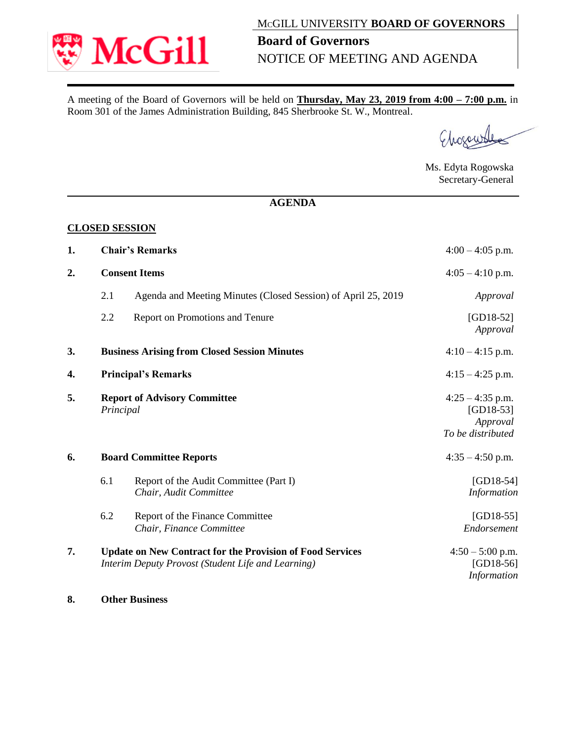MCGILL UNIVERSITY **BOARD OF GOVERNORS**

# Board of Governors
## NOTICE OF MEETING AND AGENDA

A meeting of the Board of Governors will be held on **Thursday, May 23, 2019 from 4:00 – 7:00 p.m.** in Room 301 of the James Administration Building, 845 Sherbrooke St. W., Montreal.

Ms. Edyta Rogowska
Secretary-General

## AGENDA

**CLOSED SESSION**

| | | | |
|---|---|---|---|
| **1.** | **Chair's Remarks** | | 4:00 – 4:05 p.m. |
| **2.** | **Consent Items** | | 4:05 – 4:10 p.m. |
| | 2.1 | Agenda and Meeting Minutes (Closed Session) of April 25, 2019 | *Approval* |
| | 2.2 | Report on Promotions and Tenure | [GD18-52] *Approval* |
| **3.** | **Business Arising from Closed Session Minutes** | | 4:10 – 4:15 p.m. |
| **4.** | **Principal's Remarks** | | 4:15 – 4:25 p.m. |
| **5.** | **Report of Advisory Committee** *Principal* | | 4:25 – 4:35 p.m. [GD18-53] *Approval* *To be distributed* |
| **6.** | **Board Committee Reports** | | 4:35 – 4:50 p.m. |
| | 6.1 | Report of the Audit Committee (Part I) *Chair, Audit Committee* | [GD18-54] *Information* |
| | 6.2 | Report of the Finance Committee *Chair, Finance Committee* | [GD18-55] *Endorsement* |
| **7.** | **Update on New Contract for the Provision of Food Services** *Interim Deputy Provost (Student Life and Learning)* | | 4:50 – 5:00 p.m. [GD18-56] *Information* |
| **8.** | **Other Business** | | |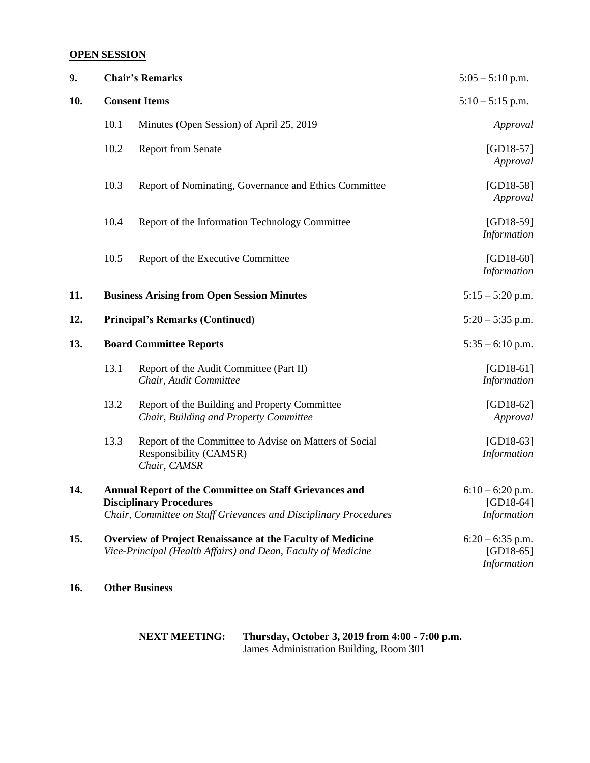**OPEN SESSION**

| | | | |
|---|---|---|---|
| **9.** | **Chair's Remarks** | | 5:05 – 5:10 p.m. |
| **10.** | **Consent Items** | | 5:10 – 5:15 p.m. |
| | 10.1 | Minutes (Open Session) of April 25, 2019 | *Approval* |
| | 10.2 | Report from Senate | [GD18-57] *Approval* |
| | 10.3 | Report of Nominating, Governance and Ethics Committee | [GD18-58] *Approval* |
| | 10.4 | Report of the Information Technology Committee | [GD18-59] *Information* |
| | 10.5 | Report of the Executive Committee | [GD18-60] *Information* |
| **11.** | **Business Arising from Open Session Minutes** | | 5:15 – 5:20 p.m. |
| **12.** | **Principal's Remarks (Continued)** | | 5:20 – 5:35 p.m. |
| **13.** | **Board Committee Reports** | | 5:35 – 6:10 p.m. |
| | 13.1 | Report of the Audit Committee (Part II) *Chair, Audit Committee* | [GD18-61] *Information* |
| | 13.2 | Report of the Building and Property Committee *Chair, Building and Property Committee* | [GD18-62] *Approval* |
| | 13.3 | Report of the Committee to Advise on Matters of Social Responsibility (CAMSR) *Chair, CAMSR* | [GD18-63] *Information* |
| **14.** | **Annual Report of the Committee on Staff Grievances and Disciplinary Procedures** *Chair, Committee on Staff Grievances and Disciplinary Procedures* | | 6:10 – 6:20 p.m. [GD18-64] *Information* |
| **15.** | **Overview of Project Renaissance at the Faculty of Medicine** *Vice-Principal (Health Affairs) and Dean, Faculty of Medicine* | | 6:20 – 6:35 p.m. [GD18-65] *Information* |
| **16.** | **Other Business** | | |

**NEXT MEETING:** **Thursday, October 3, 2019 from 4:00 - 7:00 p.m.**
James Administration Building, Room 301